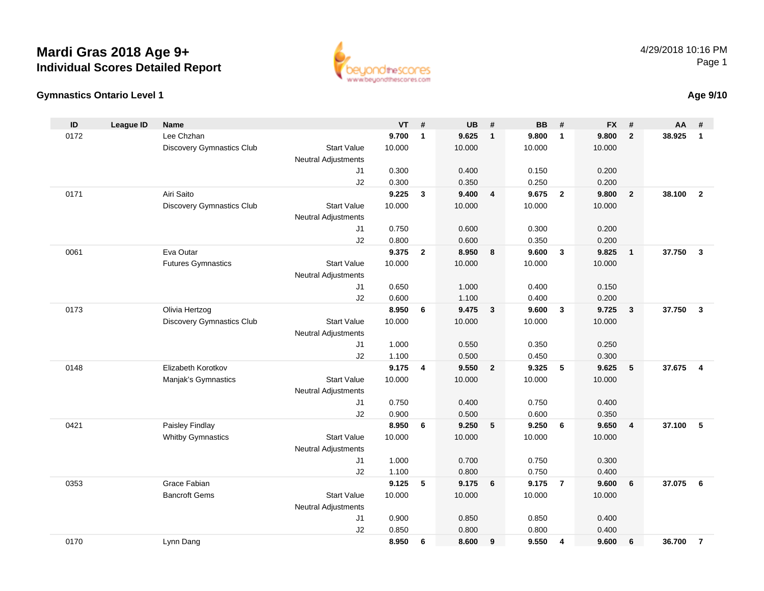# Mardi Gras 2018 Age 9+

## Individual Scores Detailed Report

4/29/2018 10:16 PM

### Gymnastics Ontario Level 1

**Age 9/10**

| ID | League ID | Name | | VT | # | UB | # | BB | # | FX | # | AA | # |
|---|---|---|---|---|---|---|---|---|---|---|---|---|---|
| 0172 | | Lee Chzhan | | **9.700** | **1** | **9.625** | **1** | **9.800** | **1** | **9.800** | **2** | **38.925** | **1** |
| | | Discovery Gymnastics Club | Start Value | 10.000 | | 10.000 | | 10.000 | | 10.000 | | | |
| | | | Neutral Adjustments | | | | | | | | | | |
| | | | J1 | 0.300 | | 0.400 | | 0.150 | | 0.200 | | | |
| | | | J2 | 0.300 | | 0.350 | | 0.250 | | 0.200 | | | |
| 0171 | | Airi Saito | | **9.225** | **3** | **9.400** | **4** | **9.675** | **2** | **9.800** | **2** | **38.100** | **2** |
| | | Discovery Gymnastics Club | Start Value | 10.000 | | 10.000 | | 10.000 | | 10.000 | | | |
| | | | Neutral Adjustments | | | | | | | | | | |
| | | | J1 | 0.750 | | 0.600 | | 0.300 | | 0.200 | | | |
| | | | J2 | 0.800 | | 0.600 | | 0.350 | | 0.200 | | | |
| 0061 | | Eva Outar | | **9.375** | **2** | **8.950** | **8** | **9.600** | **3** | **9.825** | **1** | **37.750** | **3** |
| | | Futures Gymnastics | Start Value | 10.000 | | 10.000 | | 10.000 | | 10.000 | | | |
| | | | Neutral Adjustments | | | | | | | | | | |
| | | | J1 | 0.650 | | 1.000 | | 0.400 | | 0.150 | | | |
| | | | J2 | 0.600 | | 1.100 | | 0.400 | | 0.200 | | | |
| 0173 | | Olivia Hertzog | | **8.950** | **6** | **9.475** | **3** | **9.600** | **3** | **9.725** | **3** | **37.750** | **3** |
| | | Discovery Gymnastics Club | Start Value | 10.000 | | 10.000 | | 10.000 | | 10.000 | | | |
| | | | Neutral Adjustments | | | | | | | | | | |
| | | | J1 | 1.000 | | 0.550 | | 0.350 | | 0.250 | | | |
| | | | J2 | 1.100 | | 0.500 | | 0.450 | | 0.300 | | | |
| 0148 | | Elizabeth Korotkov | | **9.175** | **4** | **9.550** | **2** | **9.325** | **5** | **9.625** | **5** | **37.675** | **4** |
| | | Manjak's Gymnastics | Start Value | 10.000 | | 10.000 | | 10.000 | | 10.000 | | | |
| | | | Neutral Adjustments | | | | | | | | | | |
| | | | J1 | 0.750 | | 0.400 | | 0.750 | | 0.400 | | | |
| | | | J2 | 0.900 | | 0.500 | | 0.600 | | 0.350 | | | |
| 0421 | | Paisley Findlay | | **8.950** | **6** | **9.250** | **5** | **9.250** | **6** | **9.650** | **4** | **37.100** | **5** |
| | | Whitby Gymnastics | Start Value | 10.000 | | 10.000 | | 10.000 | | 10.000 | | | |
| | | | Neutral Adjustments | | | | | | | | | | |
| | | | J1 | 1.000 | | 0.700 | | 0.750 | | 0.300 | | | |
| | | | J2 | 1.100 | | 0.800 | | 0.750 | | 0.400 | | | |
| 0353 | | Grace Fabian | | **9.125** | **5** | **9.175** | **6** | **9.175** | **7** | **9.600** | **6** | **37.075** | **6** |
| | | Bancroft Gems | Start Value | 10.000 | | 10.000 | | 10.000 | | 10.000 | | | |
| | | | Neutral Adjustments | | | | | | | | | | |
| | | | J1 | 0.900 | | 0.850 | | 0.850 | | 0.400 | | | |
| | | | J2 | 0.850 | | 0.800 | | 0.800 | | 0.400 | | | |
| 0170 | | Lynn Dang | | **8.950** | **6** | **8.600** | **9** | **9.550** | **4** | **9.600** | **6** | **36.700** | **7** |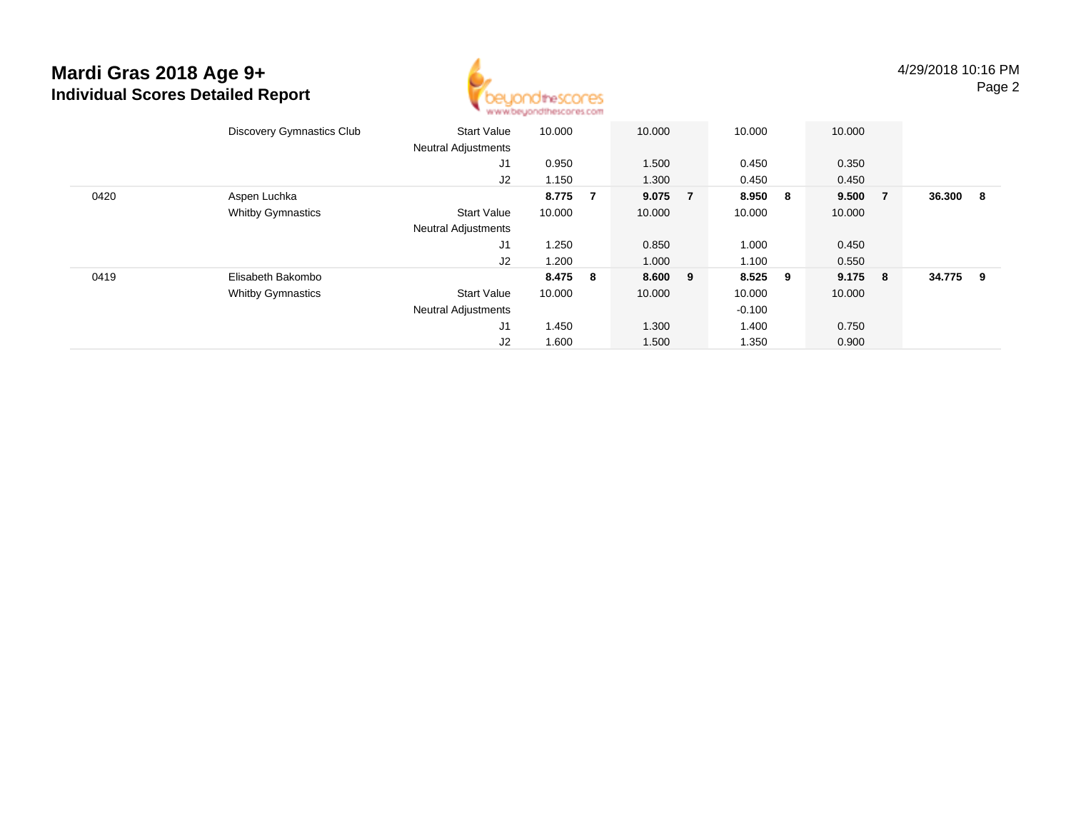# Mardi Gras 2018 Age 9+

## Individual Scores Detailed Report

4/29/2018 10:16 PM

| | | | | | | | | | | | | |
|---|---|---|---|---|---|---|---|---|---|---|---|---|
| | Discovery Gymnastics Club | Start Value | 10.000 | | 10.000 | | 10.000 | | 10.000 | | | |
| | | Neutral Adjustments | | | | | | | | | | |
| | | J1 | 0.950 | | 1.500 | | 0.450 | | 0.350 | | | |
| | | J2 | 1.150 | | 1.300 | | 0.450 | | 0.450 | | | |
| 0420 | Aspen Luchka | | **8.775** | **7** | **9.075** | **7** | **8.950** | **8** | **9.500** | **7** | **36.300** | **8** |
| | Whitby Gymnastics | Start Value | 10.000 | | 10.000 | | 10.000 | | 10.000 | | | |
| | | Neutral Adjustments | | | | | | | | | | |
| | | J1 | 1.250 | | 0.850 | | 1.000 | | 0.450 | | | |
| | | J2 | 1.200 | | 1.000 | | 1.100 | | 0.550 | | | |
| 0419 | Elisabeth Bakombo | | **8.475** | **8** | **8.600** | **9** | **8.525** | **9** | **9.175** | **8** | **34.775** | **9** |
| | Whitby Gymnastics | Start Value | 10.000 | | 10.000 | | 10.000 | | 10.000 | | | |
| | | Neutral Adjustments | | | | | -0.100 | | | | | |
| | | J1 | 1.450 | | 1.300 | | 1.400 | | 0.750 | | | |
| | | J2 | 1.600 | | 1.500 | | 1.350 | | 0.900 | | | |